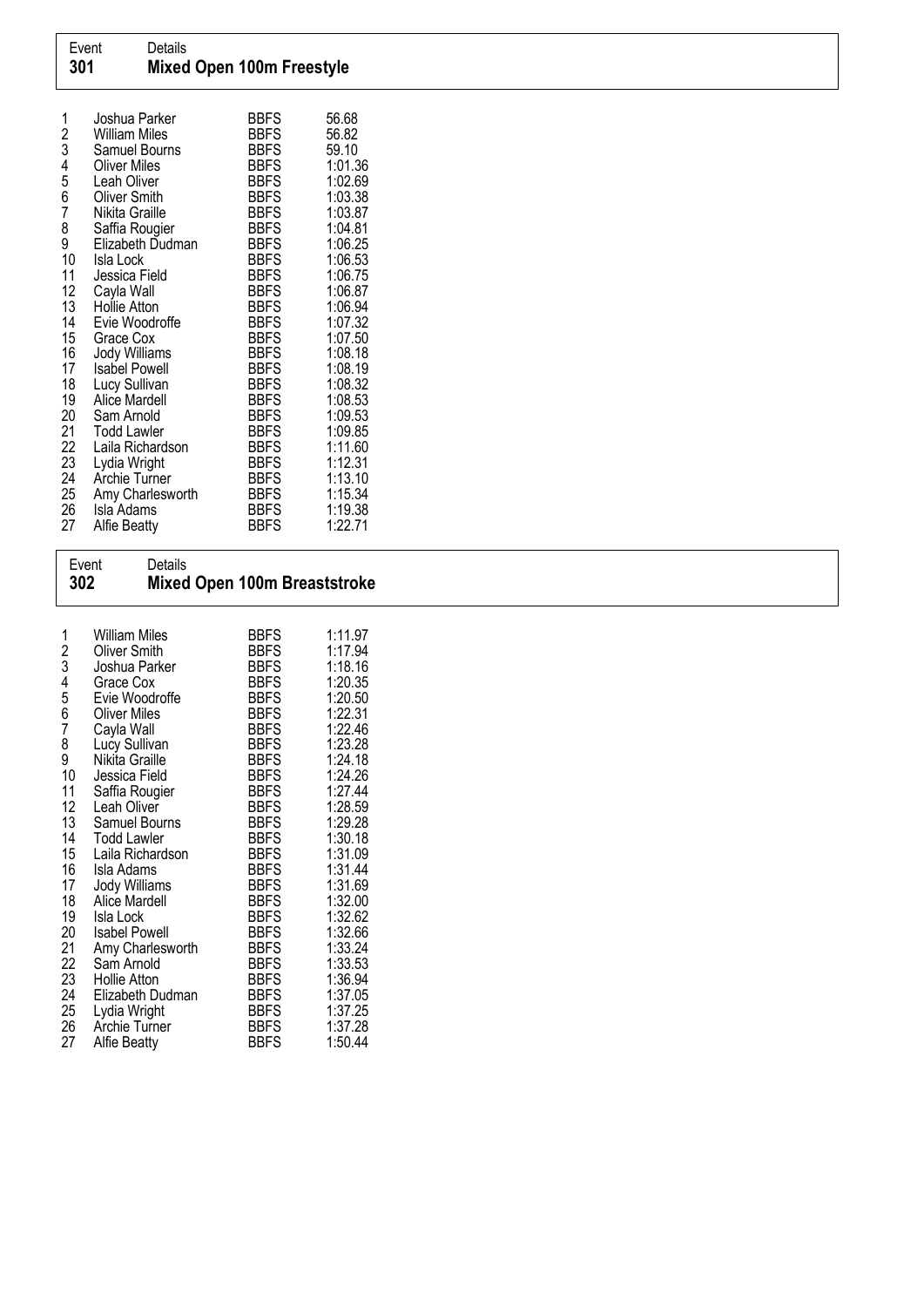| Event | Details |
|---|---|
| **301** | **Mixed Open 100m Freestyle** |

| | | | |
|---|---|---|---|
| 1 | Joshua Parker | BBFS | 56.68 |
| 2 | William Miles | BBFS | 56.82 |
| 3 | Samuel Bourns | BBFS | 59.10 |
| 4 | Oliver Miles | BBFS | 1:01.36 |
| 5 | Leah Oliver | BBFS | 1:02.69 |
| 6 | Oliver Smith | BBFS | 1:03.38 |
| 7 | Nikita Graille | BBFS | 1:03.87 |
| 8 | Saffia Rougier | BBFS | 1:04.81 |
| 9 | Elizabeth Dudman | BBFS | 1:06.25 |
| 10 | Isla Lock | BBFS | 1:06.53 |
| 11 | Jessica Field | BBFS | 1:06.75 |
| 12 | Cayla Wall | BBFS | 1:06.87 |
| 13 | Hollie Atton | BBFS | 1:06.94 |
| 14 | Evie Woodroffe | BBFS | 1:07.32 |
| 15 | Grace Cox | BBFS | 1:07.50 |
| 16 | Jody Williams | BBFS | 1:08.18 |
| 17 | Isabel Powell | BBFS | 1:08.19 |
| 18 | Lucy Sullivan | BBFS | 1:08.32 |
| 19 | Alice Mardell | BBFS | 1:08.53 |
| 20 | Sam Arnold | BBFS | 1:09.53 |
| 21 | Todd Lawler | BBFS | 1:09.85 |
| 22 | Laila Richardson | BBFS | 1:11.60 |
| 23 | Lydia Wright | BBFS | 1:12.31 |
| 24 | Archie Turner | BBFS | 1:13.10 |
| 25 | Amy Charlesworth | BBFS | 1:15.34 |
| 26 | Isla Adams | BBFS | 1:19.38 |
| 27 | Alfie Beatty | BBFS | 1:22.71 |

| Event | Details |
|---|---|
| **302** | **Mixed Open 100m Breaststroke** |

| | | | |
|---|---|---|---|
| 1 | William Miles | BBFS | 1:11.97 |
| 2 | Oliver Smith | BBFS | 1:17.94 |
| 3 | Joshua Parker | BBFS | 1:18.16 |
| 4 | Grace Cox | BBFS | 1:20.35 |
| 5 | Evie Woodroffe | BBFS | 1:20.50 |
| 6 | Oliver Miles | BBFS | 1:22.31 |
| 7 | Cayla Wall | BBFS | 1:22.46 |
| 8 | Lucy Sullivan | BBFS | 1:23.28 |
| 9 | Nikita Graille | BBFS | 1:24.18 |
| 10 | Jessica Field | BBFS | 1:24.26 |
| 11 | Saffia Rougier | BBFS | 1:27.44 |
| 12 | Leah Oliver | BBFS | 1:28.59 |
| 13 | Samuel Bourns | BBFS | 1:29.28 |
| 14 | Todd Lawler | BBFS | 1:30.18 |
| 15 | Laila Richardson | BBFS | 1:31.09 |
| 16 | Isla Adams | BBFS | 1:31.44 |
| 17 | Jody Williams | BBFS | 1:31.69 |
| 18 | Alice Mardell | BBFS | 1:32.00 |
| 19 | Isla Lock | BBFS | 1:32.62 |
| 20 | Isabel Powell | BBFS | 1:32.66 |
| 21 | Amy Charlesworth | BBFS | 1:33.24 |
| 22 | Sam Arnold | BBFS | 1:33.53 |
| 23 | Hollie Atton | BBFS | 1:36.94 |
| 24 | Elizabeth Dudman | BBFS | 1:37.05 |
| 25 | Lydia Wright | BBFS | 1:37.25 |
| 26 | Archie Turner | BBFS | 1:37.28 |
| 27 | Alfie Beatty | BBFS | 1:50.44 |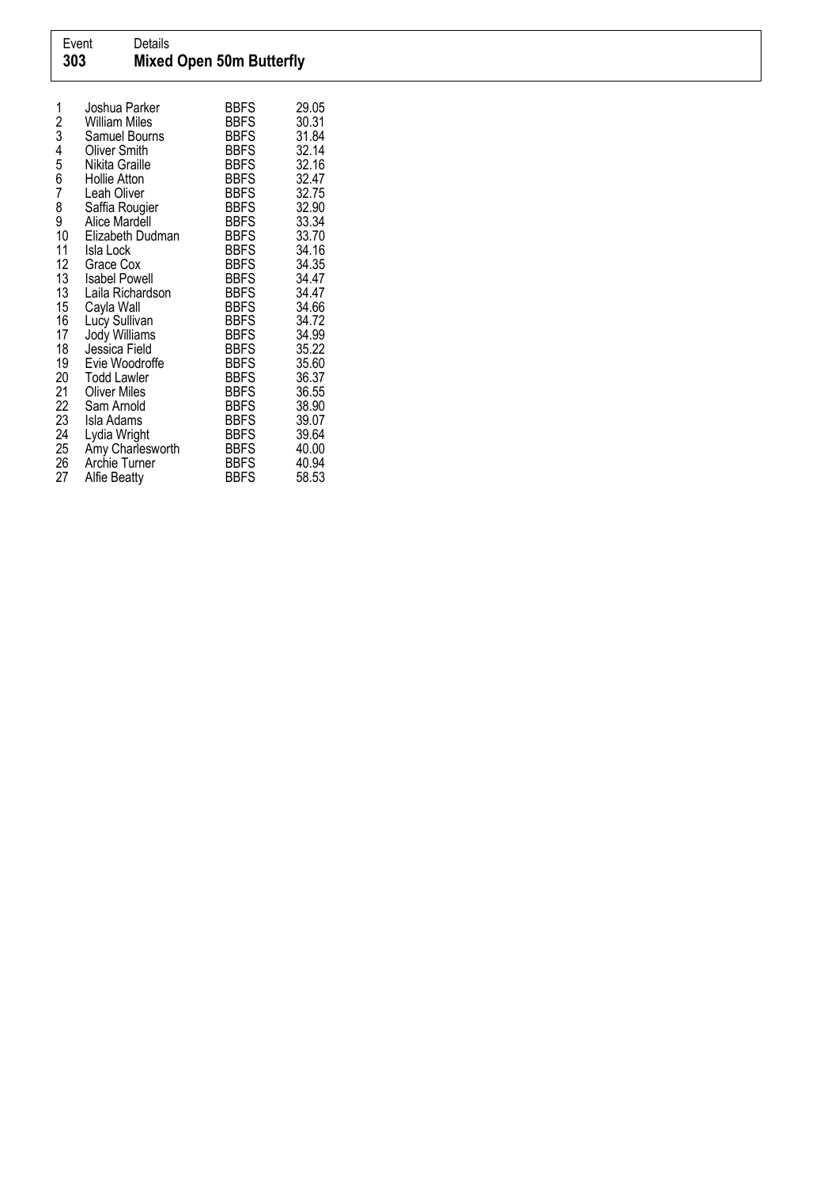| Event | Details |
|---|---|
| **303** | **Mixed Open 50m Butterfly** |

| | | | |
|---|---|---|---|
| 1 | Joshua Parker | BBFS | 29.05 |
| 2 | William Miles | BBFS | 30.31 |
| 3 | Samuel Bourns | BBFS | 31.84 |
| 4 | Oliver Smith | BBFS | 32.14 |
| 5 | Nikita Graille | BBFS | 32.16 |
| 6 | Hollie Atton | BBFS | 32.47 |
| 7 | Leah Oliver | BBFS | 32.75 |
| 8 | Saffia Rougier | BBFS | 32.90 |
| 9 | Alice Mardell | BBFS | 33.34 |
| 10 | Elizabeth Dudman | BBFS | 33.70 |
| 11 | Isla Lock | BBFS | 34.16 |
| 12 | Grace Cox | BBFS | 34.35 |
| 13 | Isabel Powell | BBFS | 34.47 |
| 13 | Laila Richardson | BBFS | 34.47 |
| 15 | Cayla Wall | BBFS | 34.66 |
| 16 | Lucy Sullivan | BBFS | 34.72 |
| 17 | Jody Williams | BBFS | 34.99 |
| 18 | Jessica Field | BBFS | 35.22 |
| 19 | Evie Woodroffe | BBFS | 35.60 |
| 20 | Todd Lawler | BBFS | 36.37 |
| 21 | Oliver Miles | BBFS | 36.55 |
| 22 | Sam Arnold | BBFS | 38.90 |
| 23 | Isla Adams | BBFS | 39.07 |
| 24 | Lydia Wright | BBFS | 39.64 |
| 25 | Amy Charlesworth | BBFS | 40.00 |
| 26 | Archie Turner | BBFS | 40.94 |
| 27 | Alfie Beatty | BBFS | 58.53 |